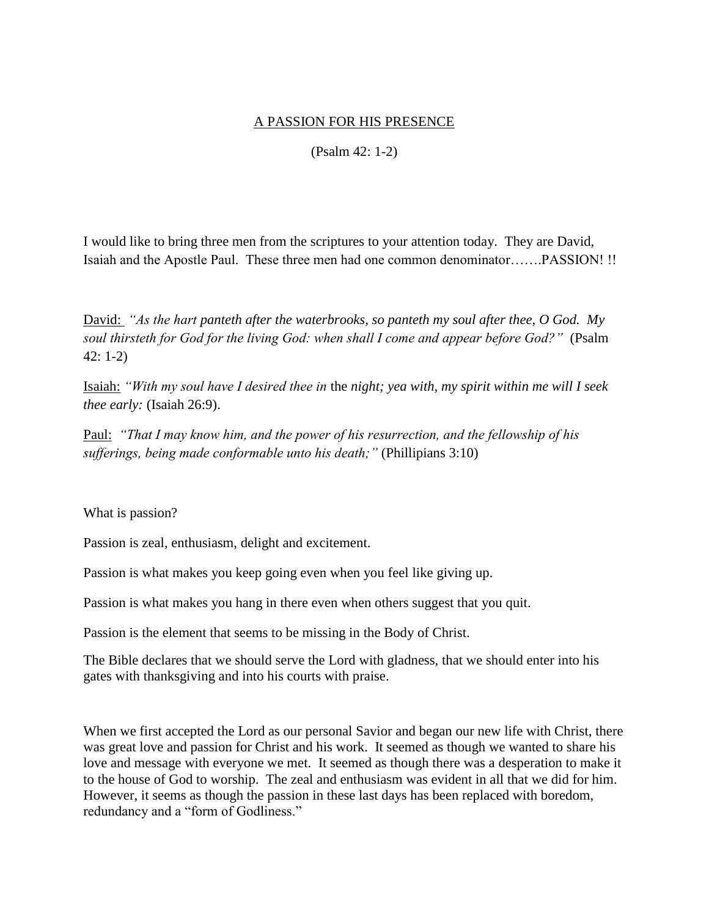# A PASSION FOR HIS PRESENCE

(Psalm 42: 1-2)

I would like to bring three men from the scriptures to your attention today. They are David, Isaiah and the Apostle Paul. These three men had one common denominator…….PASSION! !!

David: *"As the hart panteth after the waterbrooks, so panteth my soul after thee, O God. My soul thirsteth for God for the living God: when shall I come and appear before God?"* (Psalm 42: 1-2)

Isaiah: *"With my soul have I desired thee in* the *night; yea with, my spirit within me will I seek thee early:* (Isaiah 26:9).

Paul: *"That I may know him, and the power of his resurrection, and the fellowship of his sufferings, being made conformable unto his death;"* (Phillipians 3:10)

What is passion?

Passion is zeal, enthusiasm, delight and excitement.

Passion is what makes you keep going even when you feel like giving up.

Passion is what makes you hang in there even when others suggest that you quit.

Passion is the element that seems to be missing in the Body of Christ.

The Bible declares that we should serve the Lord with gladness, that we should enter into his gates with thanksgiving and into his courts with praise.

When we first accepted the Lord as our personal Savior and began our new life with Christ, there was great love and passion for Christ and his work. It seemed as though we wanted to share his love and message with everyone we met. It seemed as though there was a desperation to make it to the house of God to worship. The zeal and enthusiasm was evident in all that we did for him. However, it seems as though the passion in these last days has been replaced with boredom, redundancy and a "form of Godliness."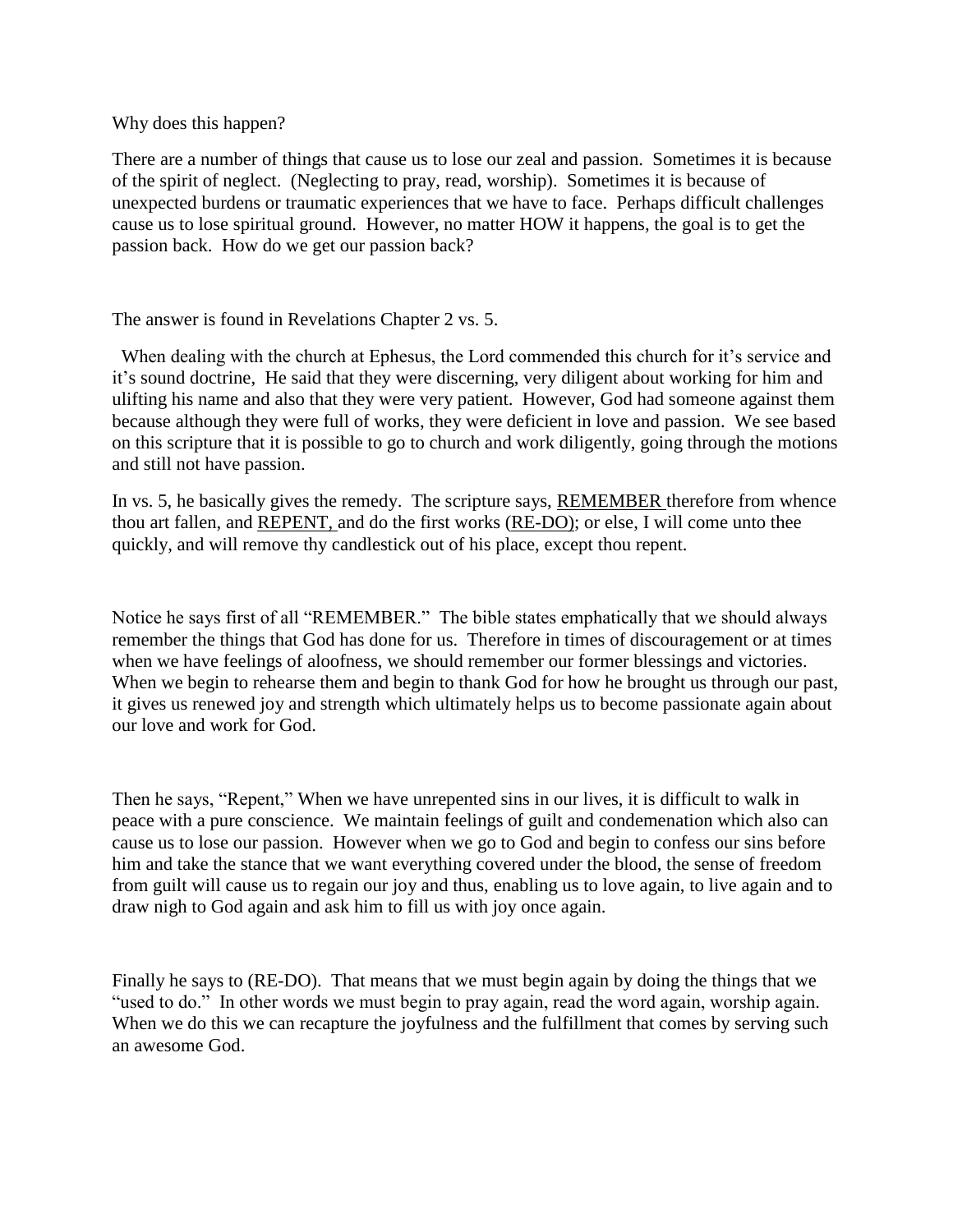Why does this happen?

There are a number of things that cause us to lose our zeal and passion. Sometimes it is because of the spirit of neglect. (Neglecting to pray, read, worship). Sometimes it is because of unexpected burdens or traumatic experiences that we have to face. Perhaps difficult challenges cause us to lose spiritual ground. However, no matter HOW it happens, the goal is to get the passion back. How do we get our passion back?

The answer is found in Revelations Chapter 2 vs. 5.

When dealing with the church at Ephesus, the Lord commended this church for it's service and it's sound doctrine, He said that they were discerning, very diligent about working for him and ulifting his name and also that they were very patient. However, God had someone against them because although they were full of works, they were deficient in love and passion. We see based on this scripture that it is possible to go to church and work diligently, going through the motions and still not have passion.

In vs. 5, he basically gives the remedy. The scripture says, <u>REMEMBER</u> therefore from whence thou art fallen, and <u>REPENT,</u> and do the first works <u>(RE-DO)</u>; or else, I will come unto thee quickly, and will remove thy candlestick out of his place, except thou repent.

Notice he says first of all "REMEMBER." The bible states emphatically that we should always remember the things that God has done for us. Therefore in times of discouragement or at times when we have feelings of aloofness, we should remember our former blessings and victories. When we begin to rehearse them and begin to thank God for how he brought us through our past, it gives us renewed joy and strength which ultimately helps us to become passionate again about our love and work for God.

Then he says, "Repent," When we have unrepented sins in our lives, it is difficult to walk in peace with a pure conscience. We maintain feelings of guilt and condemenation which also can cause us to lose our passion. However when we go to God and begin to confess our sins before him and take the stance that we want everything covered under the blood, the sense of freedom from guilt will cause us to regain our joy and thus, enabling us to love again, to live again and to draw nigh to God again and ask him to fill us with joy once again.

Finally he says to (RE-DO). That means that we must begin again by doing the things that we "used to do." In other words we must begin to pray again, read the word again, worship again. When we do this we can recapture the joyfulness and the fulfillment that comes by serving such an awesome God.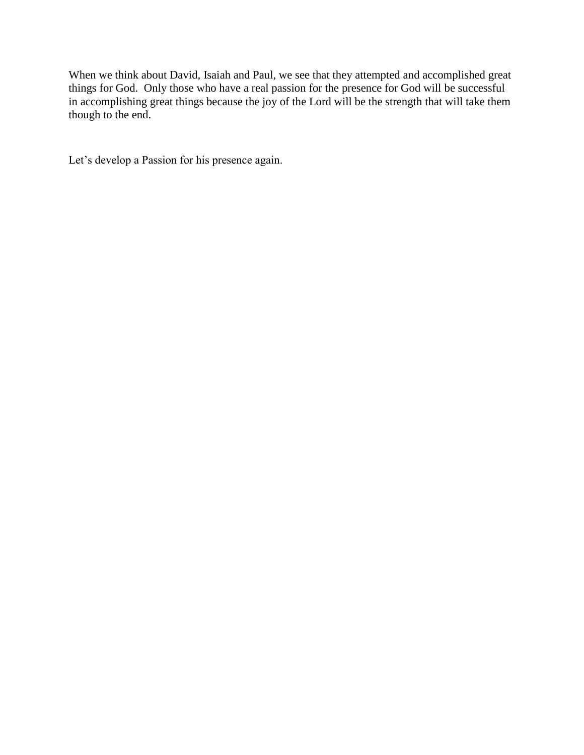When we think about David, Isaiah and Paul, we see that they attempted and accomplished great things for God. Only those who have a real passion for the presence for God will be successful in accomplishing great things because the joy of the Lord will be the strength that will take them though to the end.

Let's develop a Passion for his presence again.